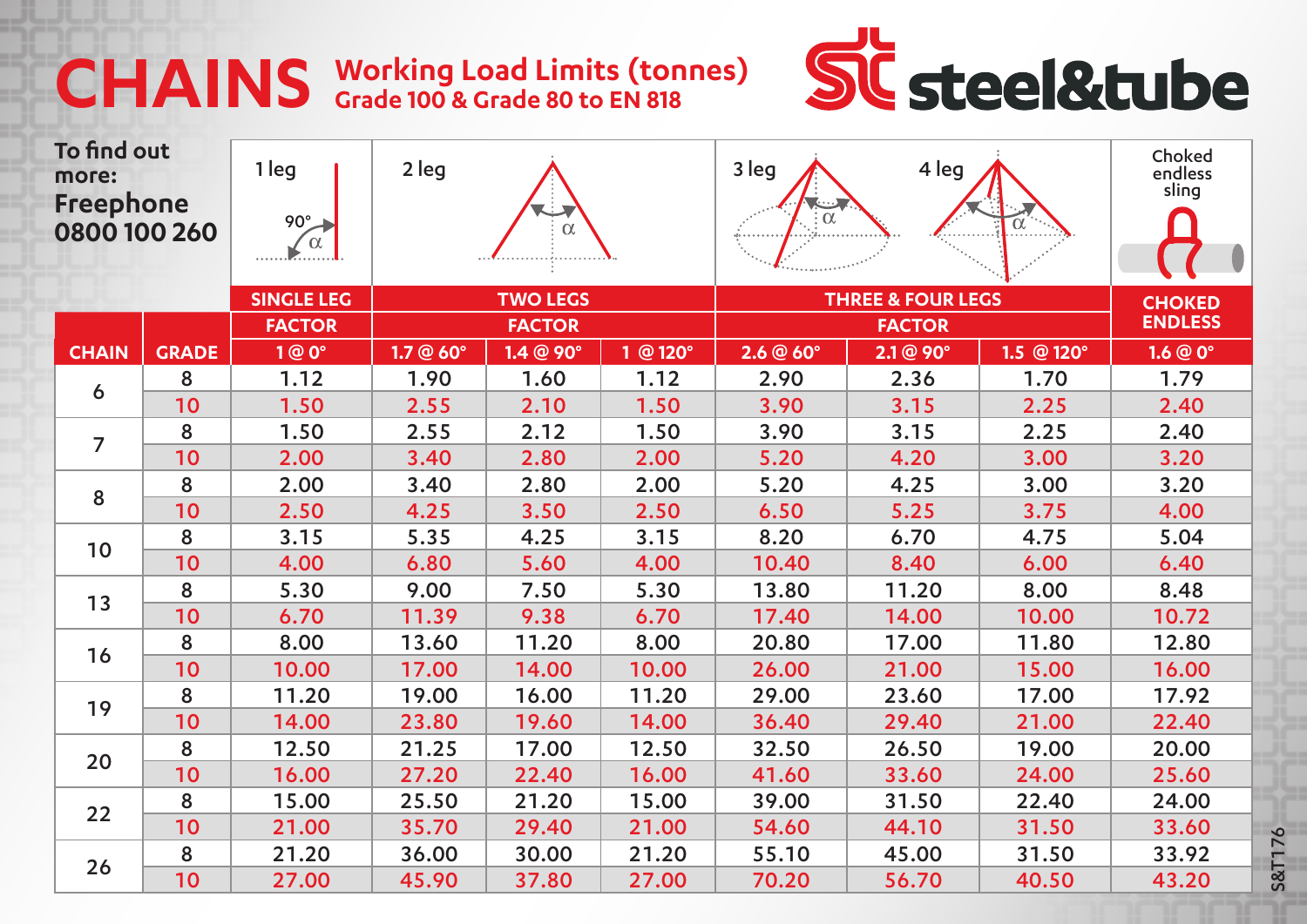# CHAINS

## Working Load Limits (tonnes)
### Grade 100 & Grade 80 to EN 818

steel&tube

To find out more:
**Freephone 0800 100 260**

| CHAIN | GRADE | SINGLE LEG FACTOR 1 @ 0° | TWO LEGS FACTOR 1.7 @ 60° | TWO LEGS FACTOR 1.4 @ 90° | TWO LEGS FACTOR 1 @ 120° | THREE & FOUR LEGS FACTOR 2.6 @ 60° | THREE & FOUR LEGS FACTOR 2.1 @ 90° | THREE & FOUR LEGS FACTOR 1.5 @ 120° | CHOKED ENDLESS 1.6 @ 0° |
|---|---|---|---|---|---|---|---|---|---|
| 6 | 8 | 1.12 | 1.90 | 1.60 | 1.12 | 2.90 | 2.36 | 1.70 | 1.79 |
| | 10 | 1.50 | 2.55 | 2.10 | 1.50 | 3.90 | 3.15 | 2.25 | 2.40 |
| 7 | 8 | 1.50 | 2.55 | 2.12 | 1.50 | 3.90 | 3.15 | 2.25 | 2.40 |
| | 10 | 2.00 | 3.40 | 2.80 | 2.00 | 5.20 | 4.20 | 3.00 | 3.20 |
| 8 | 8 | 2.00 | 3.40 | 2.80 | 2.00 | 5.20 | 4.25 | 3.00 | 3.20 |
| | 10 | 2.50 | 4.25 | 3.50 | 2.50 | 6.50 | 5.25 | 3.75 | 4.00 |
| 10 | 8 | 3.15 | 5.35 | 4.25 | 3.15 | 8.20 | 6.70 | 4.75 | 5.04 |
| | 10 | 4.00 | 6.80 | 5.60 | 4.00 | 10.40 | 8.40 | 6.00 | 6.40 |
| 13 | 8 | 5.30 | 9.00 | 7.50 | 5.30 | 13.80 | 11.20 | 8.00 | 8.48 |
| | 10 | 6.70 | 11.39 | 9.38 | 6.70 | 17.40 | 14.00 | 10.00 | 10.72 |
| 16 | 8 | 8.00 | 13.60 | 11.20 | 8.00 | 20.80 | 17.00 | 11.80 | 12.80 |
| | 10 | 10.00 | 17.00 | 14.00 | 10.00 | 26.00 | 21.00 | 15.00 | 16.00 |
| 19 | 8 | 11.20 | 19.00 | 16.00 | 11.20 | 29.00 | 23.60 | 17.00 | 17.92 |
| | 10 | 14.00 | 23.80 | 19.60 | 14.00 | 36.40 | 29.40 | 21.00 | 22.40 |
| 20 | 8 | 12.50 | 21.25 | 17.00 | 12.50 | 32.50 | 26.50 | 19.00 | 20.00 |
| | 10 | 16.00 | 27.20 | 22.40 | 16.00 | 41.60 | 33.60 | 24.00 | 25.60 |
| 22 | 8 | 15.00 | 25.50 | 21.20 | 15.00 | 39.00 | 31.50 | 22.40 | 24.00 |
| | 10 | 21.00 | 35.70 | 29.40 | 21.00 | 54.60 | 44.10 | 31.50 | 33.60 |
| 26 | 8 | 21.20 | 36.00 | 30.00 | 21.20 | 55.10 | 45.00 | 31.50 | 33.92 |
| | 10 | 27.00 | 45.90 | 37.80 | 27.00 | 70.20 | 56.70 | 40.50 | 43.20 |

S&T176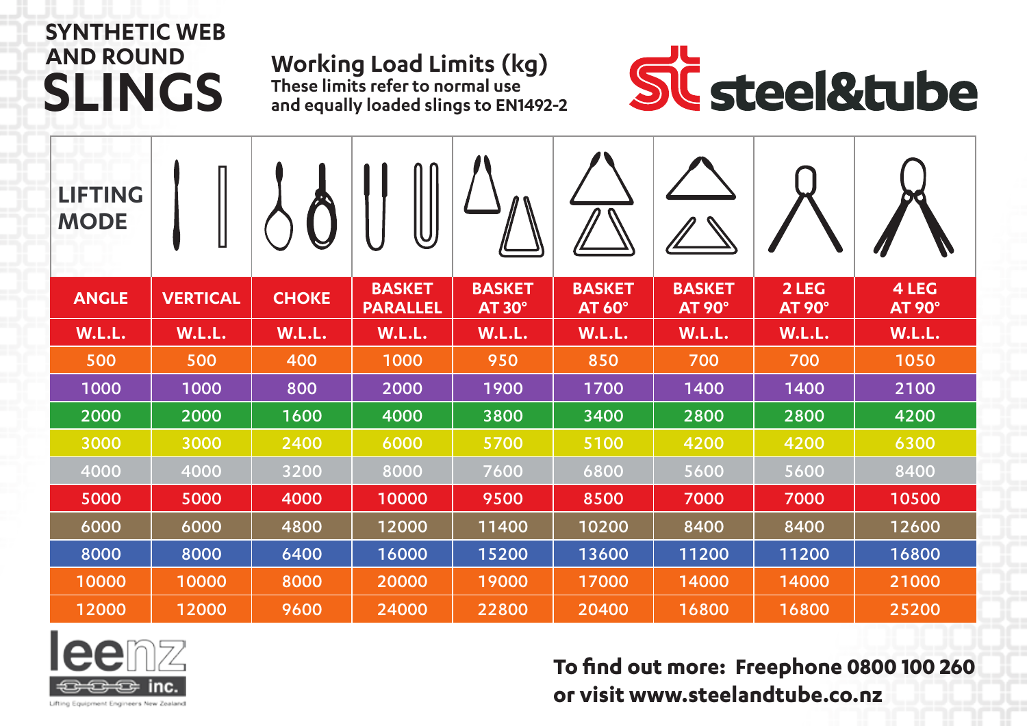# SYNTHETIC WEB AND ROUND SLINGS

## Working Load Limits (kg)

**These limits refer to normal use and equally loaded slings to EN1492-2**

steel&tube

| LIFTING MODE | | | | | | | | |
|---|---|---|---|---|---|---|---|---|
| ANGLE | VERTICAL | CHOKE | BASKET PARALLEL | BASKET AT 30° | BASKET AT 60° | BASKET AT 90° | 2 LEG AT 90° | 4 LEG AT 90° |
| W.L.L. | W.L.L. | W.L.L. | W.L.L. | W.L.L. | W.L.L. | W.L.L. | W.L.L. | W.L.L. |
| 500 | 500 | 400 | 1000 | 950 | 850 | 700 | 700 | 1050 |
| 1000 | 1000 | 800 | 2000 | 1900 | 1700 | 1400 | 1400 | 2100 |
| 2000 | 2000 | 1600 | 4000 | 3800 | 3400 | 2800 | 2800 | 4200 |
| 3000 | 3000 | 2400 | 6000 | 5700 | 5100 | 4200 | 4200 | 6300 |
| 4000 | 4000 | 3200 | 8000 | 7600 | 6800 | 5600 | 5600 | 8400 |
| 5000 | 5000 | 4000 | 10000 | 9500 | 8500 | 7000 | 7000 | 10500 |
| 6000 | 6000 | 4800 | 12000 | 11400 | 10200 | 8400 | 8400 | 12600 |
| 8000 | 8000 | 6400 | 16000 | 15200 | 13600 | 11200 | 11200 | 16800 |
| 10000 | 10000 | 8000 | 20000 | 19000 | 17000 | 14000 | 14000 | 21000 |
| 12000 | 12000 | 9600 | 24000 | 22800 | 20400 | 16800 | 16800 | 25200 |

leenz inc.

Lifting Equipment Engineers New Zealand

**To find out more: Freephone 0800 100 260 or visit www.steelandtube.co.nz**